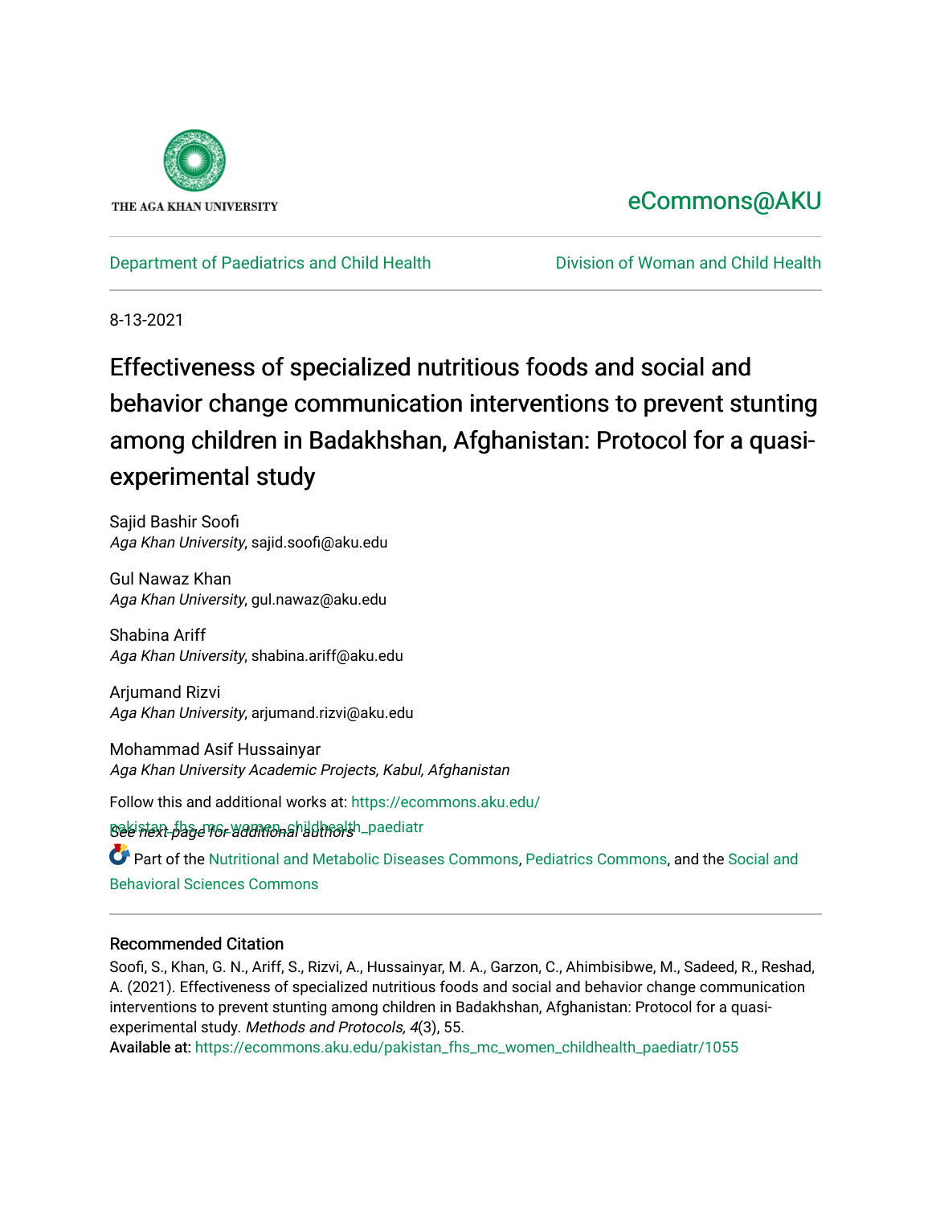THE AGA KHAN UNIVERSITY

eCommons@AKU

Department of Paediatrics and Child Health | Division of Woman and Child Health

8-13-2021

# Effectiveness of specialized nutritious foods and social and behavior change communication interventions to prevent stunting among children in Badakhshan, Afghanistan: Protocol for a quasi-experimental study

Sajid Bashir Soofi
*Aga Khan University*, sajid.soofi@aku.edu

Gul Nawaz Khan
*Aga Khan University*, gul.nawaz@aku.edu

Shabina Ariff
*Aga Khan University*, shabina.ariff@aku.edu

Arjumand Rizvi
*Aga Khan University*, arjumand.rizvi@aku.edu

Mohammad Asif Hussainyar
*Aga Khan University Academic Projects, Kabul, Afghanistan*

Follow this and additional works at: https://ecommons.aku.edu/pakistan_fhs_mc_women_childhealth_paediatr

*See next page for additional authors*

Part of the Nutritional and Metabolic Diseases Commons, Pediatrics Commons, and the Social and Behavioral Sciences Commons

## Recommended Citation

Soofi, S., Khan, G. N., Ariff, S., Rizvi, A., Hussainyar, M. A., Garzon, C., Ahimbisibwe, M., Sadeed, R., Reshad, A. (2021). Effectiveness of specialized nutritious foods and social and behavior change communication interventions to prevent stunting among children in Badakhshan, Afghanistan: Protocol for a quasi-experimental study. *Methods and Protocols, 4*(3), 55.

Available at: https://ecommons.aku.edu/pakistan_fhs_mc_women_childhealth_paediatr/1055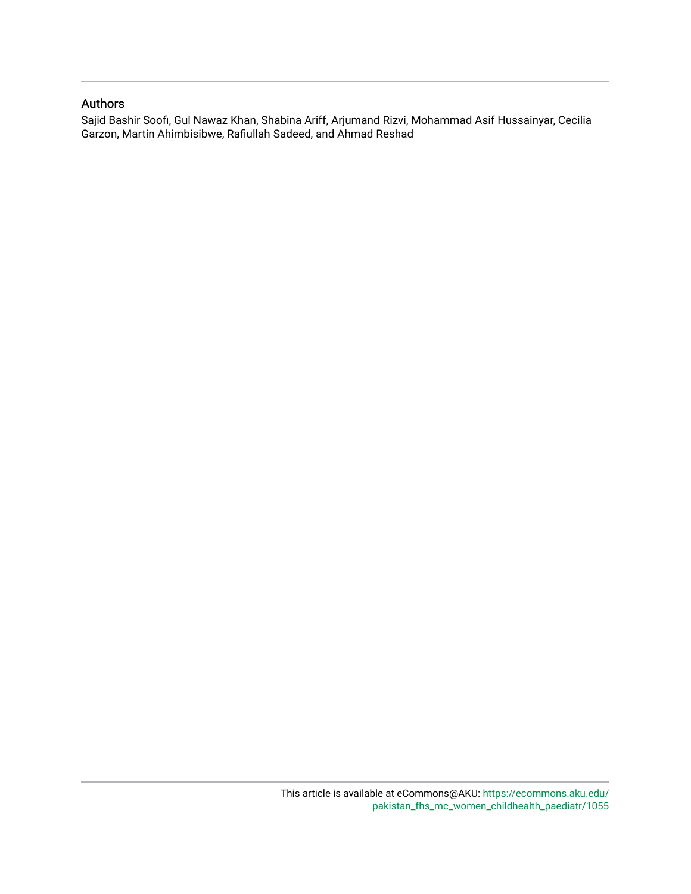## Authors

Sajid Bashir Soofi, Gul Nawaz Khan, Shabina Ariff, Arjumand Rizvi, Mohammad Asif Hussainyar, Cecilia Garzon, Martin Ahimbisibwe, Rafiullah Sadeed, and Ahmad Reshad

This article is available at eCommons@AKU: https://ecommons.aku.edu/pakistan_fhs_mc_women_childhealth_paediatr/1055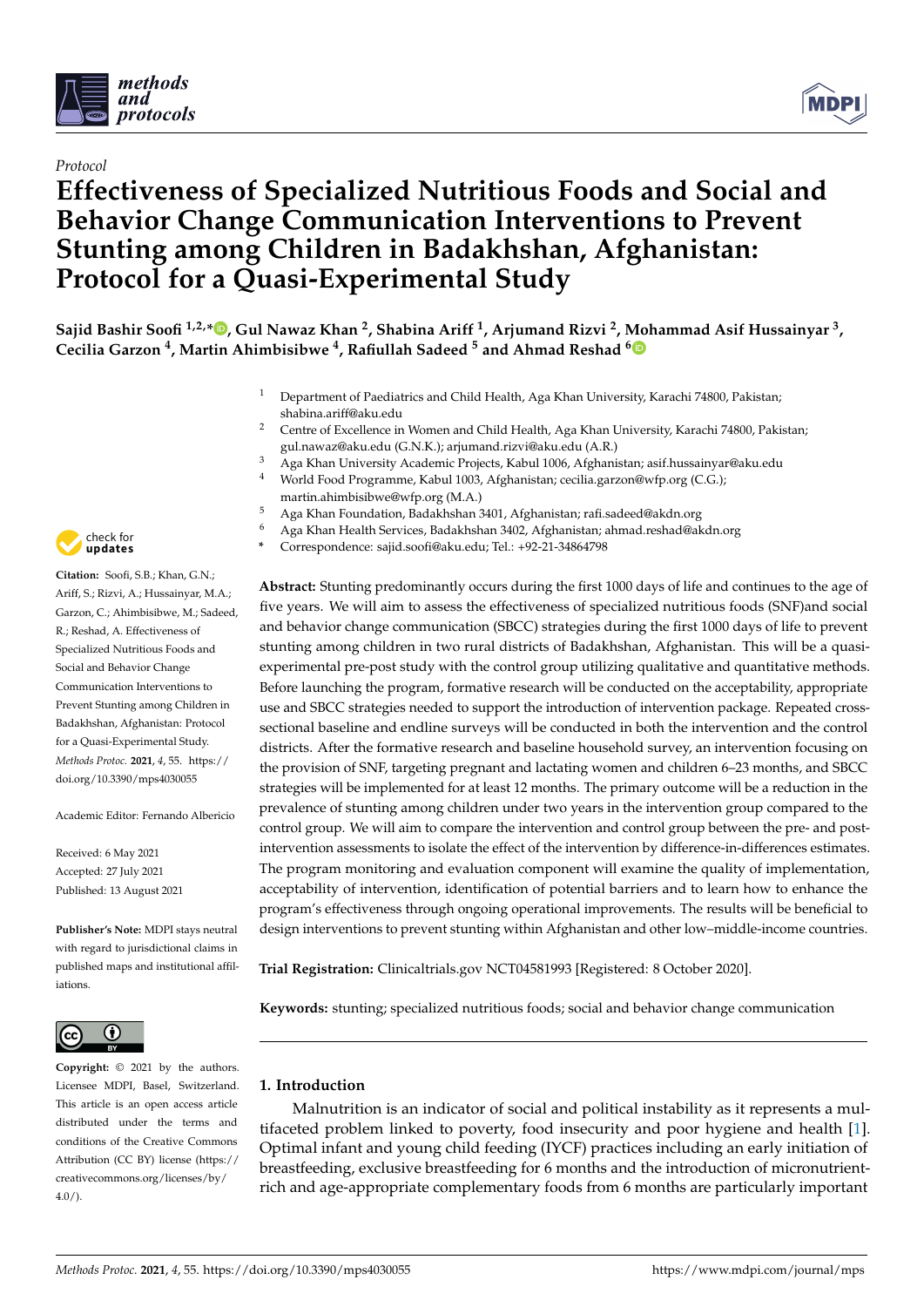Protocol

# Effectiveness of Specialized Nutritious Foods and Social and Behavior Change Communication Interventions to Prevent Stunting among Children in Badakhshan, Afghanistan: Protocol for a Quasi-Experimental Study

**Sajid Bashir Soofi [1,2,*], Gul Nawaz Khan [2], Shabina Ariff [1], Arjumand Rizvi [2], Mohammad Asif Hussainyar [3], Cecilia Garzon [4], Martin Ahimbisibwe [4], Rafiullah Sadeed [5] and Ahmad Reshad [6]**

1. Department of Paediatrics and Child Health, Aga Khan University, Karachi 74800, Pakistan; shabina.ariff@aku.edu
2. Centre of Excellence in Women and Child Health, Aga Khan University, Karachi 74800, Pakistan; gul.nawaz@aku.edu (G.N.K.); arjumand.rizvi@aku.edu (A.R.)
3. Aga Khan University Academic Projects, Kabul 1006, Afghanistan; asif.hussainyar@aku.edu
4. World Food Programme, Kabul 1003, Afghanistan; cecilia.garzon@wfp.org (C.G.); martin.ahimbisibwe@wfp.org (M.A.)
5. Aga Khan Foundation, Badakhshan 3401, Afghanistan; rafi.sadeed@akdn.org
6. Aga Khan Health Services, Badakhshan 3402, Afghanistan; ahmad.reshad@akdn.org

\* Correspondence: sajid.soofi@aku.edu; Tel.: +92-21-34864798

**Citation:** Soofi, S.B.; Khan, G.N.; Ariff, S.; Rizvi, A.; Hussainyar, M.A.; Garzon, C.; Ahimbisibwe, M.; Sadeed, R.; Reshad, A. Effectiveness of Specialized Nutritious Foods and Social and Behavior Change Communication Interventions to Prevent Stunting among Children in Badakhshan, Afghanistan: Protocol for a Quasi-Experimental Study. *Methods Protoc.* **2021**, *4*, 55. https://doi.org/10.3390/mps4030055

Academic Editor: Fernando Albericio

Received: 6 May 2021
Accepted: 27 July 2021
Published: 13 August 2021

**Publisher's Note:** MDPI stays neutral with regard to jurisdictional claims in published maps and institutional affiliations.

**Copyright:** © 2021 by the authors. Licensee MDPI, Basel, Switzerland. This article is an open access article distributed under the terms and conditions of the Creative Commons Attribution (CC BY) license (https://creativecommons.org/licenses/by/4.0/).

**Abstract:** Stunting predominantly occurs during the first 1000 days of life and continues to the age of five years. We will aim to assess the effectiveness of specialized nutritious foods (SNF)and social and behavior change communication (SBCC) strategies during the first 1000 days of life to prevent stunting among children in two rural districts of Badakhshan, Afghanistan. This will be a quasi-experimental pre-post study with the control group utilizing qualitative and quantitative methods. Before launching the program, formative research will be conducted on the acceptability, appropriate use and SBCC strategies needed to support the introduction of intervention package. Repeated cross-sectional baseline and endline surveys will be conducted in both the intervention and the control districts. After the formative research and baseline household survey, an intervention focusing on the provision of SNF, targeting pregnant and lactating women and children 6–23 months, and SBCC strategies will be implemented for at least 12 months. The primary outcome will be a reduction in the prevalence of stunting among children under two years in the intervention group compared to the control group. We will aim to compare the intervention and control group between the pre- and post-intervention assessments to isolate the effect of the intervention by difference-in-differences estimates. The program monitoring and evaluation component will examine the quality of implementation, acceptability of intervention, identification of potential barriers and to learn how to enhance the program's effectiveness through ongoing operational improvements. The results will be beneficial to design interventions to prevent stunting within Afghanistan and other low–middle-income countries.

**Trial Registration:** Clinicaltrials.gov NCT04581993 [Registered: 8 October 2020].

**Keywords:** stunting; specialized nutritious foods; social and behavior change communication

## 1. Introduction

Malnutrition is an indicator of social and political instability as it represents a multifaceted problem linked to poverty, food insecurity and poor hygiene and health [1]. Optimal infant and young child feeding (IYCF) practices including an early initiation of breastfeeding, exclusive breastfeeding for 6 months and the introduction of micronutrient-rich and age-appropriate complementary foods from 6 months are particularly important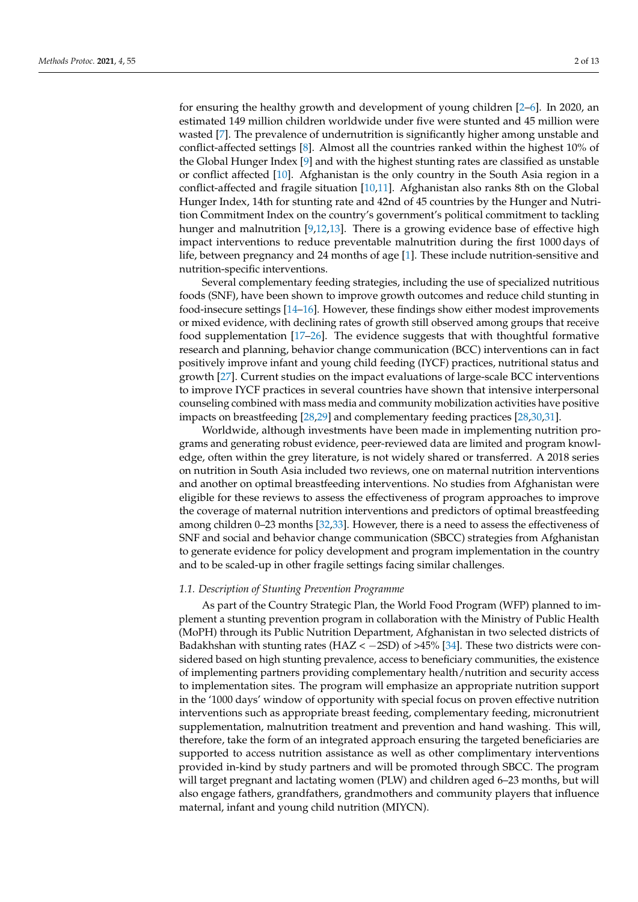for ensuring the healthy growth and development of young children [2–6]. In 2020, an estimated 149 million children worldwide under five were stunted and 45 million were wasted [7]. The prevalence of undernutrition is significantly higher among unstable and conflict-affected settings [8]. Almost all the countries ranked within the highest 10% of the Global Hunger Index [9] and with the highest stunting rates are classified as unstable or conflict affected [10]. Afghanistan is the only country in the South Asia region in a conflict-affected and fragile situation [10,11]. Afghanistan also ranks 8th on the Global Hunger Index, 14th for stunting rate and 42nd of 45 countries by the Hunger and Nutrition Commitment Index on the country's government's political commitment to tackling hunger and malnutrition [9,12,13]. There is a growing evidence base of effective high impact interventions to reduce preventable malnutrition during the first 1000 days of life, between pregnancy and 24 months of age [1]. These include nutrition-sensitive and nutrition-specific interventions.

Several complementary feeding strategies, including the use of specialized nutritious foods (SNF), have been shown to improve growth outcomes and reduce child stunting in food-insecure settings [14–16]. However, these findings show either modest improvements or mixed evidence, with declining rates of growth still observed among groups that receive food supplementation [17–26]. The evidence suggests that with thoughtful formative research and planning, behavior change communication (BCC) interventions can in fact positively improve infant and young child feeding (IYCF) practices, nutritional status and growth [27]. Current studies on the impact evaluations of large-scale BCC interventions to improve IYCF practices in several countries have shown that intensive interpersonal counseling combined with mass media and community mobilization activities have positive impacts on breastfeeding [28,29] and complementary feeding practices [28,30,31].

Worldwide, although investments have been made in implementing nutrition programs and generating robust evidence, peer-reviewed data are limited and program knowledge, often within the grey literature, is not widely shared or transferred. A 2018 series on nutrition in South Asia included two reviews, one on maternal nutrition interventions and another on optimal breastfeeding interventions. No studies from Afghanistan were eligible for these reviews to assess the effectiveness of program approaches to improve the coverage of maternal nutrition interventions and predictors of optimal breastfeeding among children 0–23 months [32,33]. However, there is a need to assess the effectiveness of SNF and social and behavior change communication (SBCC) strategies from Afghanistan to generate evidence for policy development and program implementation in the country and to be scaled-up in other fragile settings facing similar challenges.

### *1.1. Description of Stunting Prevention Programme*

As part of the Country Strategic Plan, the World Food Program (WFP) planned to implement a stunting prevention program in collaboration with the Ministry of Public Health (MoPH) through its Public Nutrition Department, Afghanistan in two selected districts of Badakhshan with stunting rates (HAZ $< -2$SD) of >45% [34]. These two districts were considered based on high stunting prevalence, access to beneficiary communities, the existence of implementing partners providing complementary health/nutrition and security access to implementation sites. The program will emphasize an appropriate nutrition support in the '1000 days' window of opportunity with special focus on proven effective nutrition interventions such as appropriate breast feeding, complementary feeding, micronutrient supplementation, malnutrition treatment and prevention and hand washing. This will, therefore, take the form of an integrated approach ensuring the targeted beneficiaries are supported to access nutrition assistance as well as other complimentary interventions provided in-kind by study partners and will be promoted through SBCC. The program will target pregnant and lactating women (PLW) and children aged 6–23 months, but will also engage fathers, grandfathers, grandmothers and community players that influence maternal, infant and young child nutrition (MIYCN).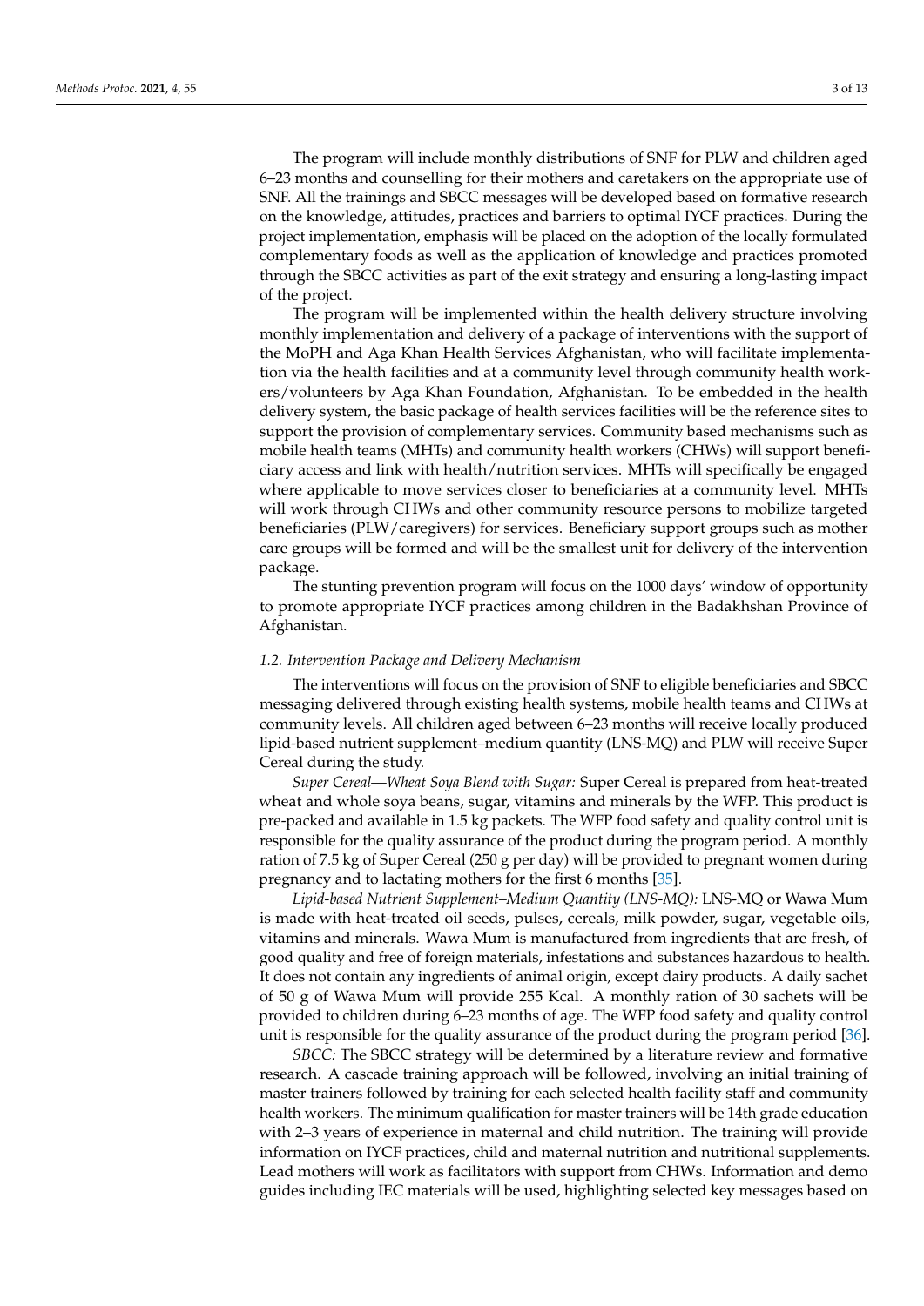The program will include monthly distributions of SNF for PLW and children aged 6–23 months and counselling for their mothers and caretakers on the appropriate use of SNF. All the trainings and SBCC messages will be developed based on formative research on the knowledge, attitudes, practices and barriers to optimal IYCF practices. During the project implementation, emphasis will be placed on the adoption of the locally formulated complementary foods as well as the application of knowledge and practices promoted through the SBCC activities as part of the exit strategy and ensuring a long-lasting impact of the project.

The program will be implemented within the health delivery structure involving monthly implementation and delivery of a package of interventions with the support of the MoPH and Aga Khan Health Services Afghanistan, who will facilitate implementation via the health facilities and at a community level through community health workers/volunteers by Aga Khan Foundation, Afghanistan. To be embedded in the health delivery system, the basic package of health services facilities will be the reference sites to support the provision of complementary services. Community based mechanisms such as mobile health teams (MHTs) and community health workers (CHWs) will support beneficiary access and link with health/nutrition services. MHTs will specifically be engaged where applicable to move services closer to beneficiaries at a community level. MHTs will work through CHWs and other community resource persons to mobilize targeted beneficiaries (PLW/caregivers) for services. Beneficiary support groups such as mother care groups will be formed and will be the smallest unit for delivery of the intervention package.

The stunting prevention program will focus on the 1000 days' window of opportunity to promote appropriate IYCF practices among children in the Badakhshan Province of Afghanistan.

### *1.2. Intervention Package and Delivery Mechanism*

The interventions will focus on the provision of SNF to eligible beneficiaries and SBCC messaging delivered through existing health systems, mobile health teams and CHWs at community levels. All children aged between 6–23 months will receive locally produced lipid-based nutrient supplement–medium quantity (LNS-MQ) and PLW will receive Super Cereal during the study.

*Super Cereal—Wheat Soya Blend with Sugar:* Super Cereal is prepared from heat-treated wheat and whole soya beans, sugar, vitamins and minerals by the WFP. This product is pre-packed and available in 1.5 kg packets. The WFP food safety and quality control unit is responsible for the quality assurance of the product during the program period. A monthly ration of 7.5 kg of Super Cereal (250 g per day) will be provided to pregnant women during pregnancy and to lactating mothers for the first 6 months [35].

*Lipid-based Nutrient Supplement–Medium Quantity (LNS-MQ):* LNS-MQ or Wawa Mum is made with heat-treated oil seeds, pulses, cereals, milk powder, sugar, vegetable oils, vitamins and minerals. Wawa Mum is manufactured from ingredients that are fresh, of good quality and free of foreign materials, infestations and substances hazardous to health. It does not contain any ingredients of animal origin, except dairy products. A daily sachet of 50 g of Wawa Mum will provide 255 Kcal. A monthly ration of 30 sachets will be provided to children during 6–23 months of age. The WFP food safety and quality control unit is responsible for the quality assurance of the product during the program period [36].

*SBCC:* The SBCC strategy will be determined by a literature review and formative research. A cascade training approach will be followed, involving an initial training of master trainers followed by training for each selected health facility staff and community health workers. The minimum qualification for master trainers will be 14th grade education with 2–3 years of experience in maternal and child nutrition. The training will provide information on IYCF practices, child and maternal nutrition and nutritional supplements. Lead mothers will work as facilitators with support from CHWs. Information and demo guides including IEC materials will be used, highlighting selected key messages based on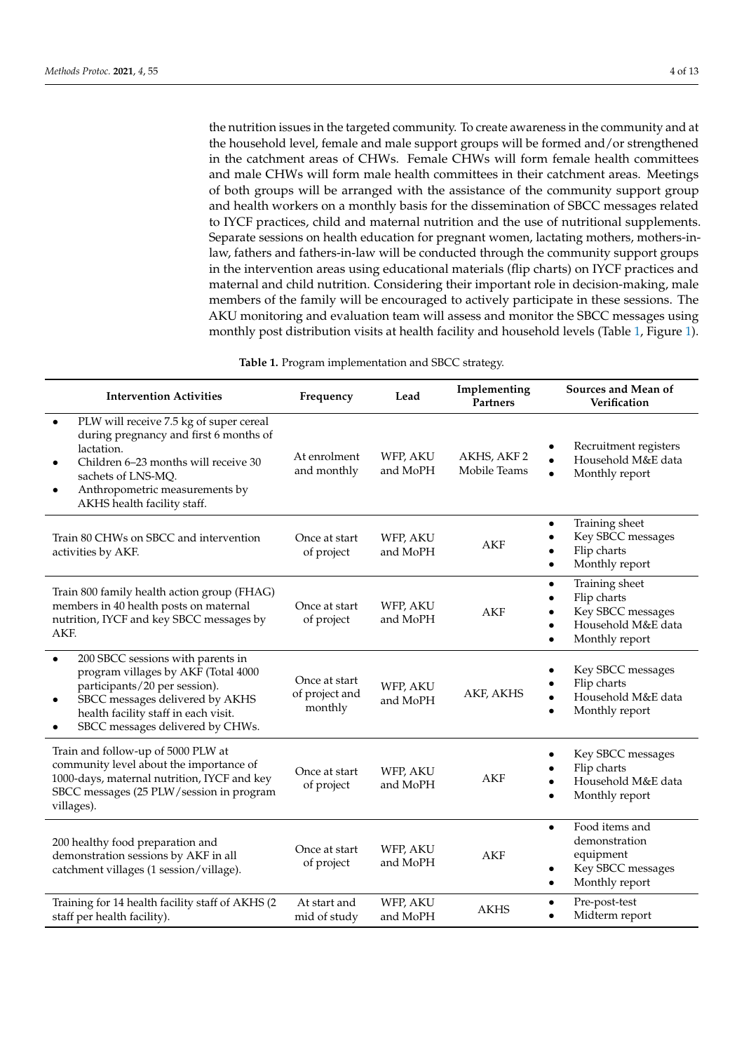the nutrition issues in the targeted community. To create awareness in the community and at the household level, female and male support groups will be formed and/or strengthened in the catchment areas of CHWs. Female CHWs will form female health committees and male CHWs will form male health committees in their catchment areas. Meetings of both groups will be arranged with the assistance of the community support group and health workers on a monthly basis for the dissemination of SBCC messages related to IYCF practices, child and maternal nutrition and the use of nutritional supplements. Separate sessions on health education for pregnant women, lactating mothers, mothers-in-law, fathers and fathers-in-law will be conducted through the community support groups in the intervention areas using educational materials (flip charts) on IYCF practices and maternal and child nutrition. Considering their important role in decision-making, male members of the family will be encouraged to actively participate in these sessions. The AKU monitoring and evaluation team will assess and monitor the SBCC messages using monthly post distribution visits at health facility and household levels (Table 1, Figure 1).

**Table 1.** Program implementation and SBCC strategy.

| Intervention Activities | Frequency | Lead | Implementing Partners | Sources and Mean of Verification |
|---|---|---|---|---|
| • PLW will receive 7.5 kg of super cereal during pregnancy and first 6 months of lactation.<br>• Children 6–23 months will receive 30 sachets of LNS-MQ.<br>• Anthropometric measurements by AKHS health facility staff. | At enrolment and monthly | WFP, AKU and MoPH | AKHS, AKF 2 Mobile Teams | • Recruitment registers<br>• Household M&E data<br>• Monthly report |
| Train 80 CHWs on SBCC and intervention activities by AKF. | Once at start of project | WFP, AKU and MoPH | AKF | • Training sheet<br>• Key SBCC messages<br>• Flip charts<br>• Monthly report |
| Train 800 family health action group (FHAG) members in 40 health posts on maternal nutrition, IYCF and key SBCC messages by AKF. | Once at start of project | WFP, AKU and MoPH | AKF | • Training sheet<br>• Flip charts<br>• Key SBCC messages<br>• Household M&E data<br>• Monthly report |
| • 200 SBCC sessions with parents in program villages by AKF (Total 4000 participants/20 per session).<br>• SBCC messages delivered by AKHS health facility staff in each visit.<br>• SBCC messages delivered by CHWs. | Once at start of project and monthly | WFP, AKU and MoPH | AKF, AKHS | • Key SBCC messages<br>• Flip charts<br>• Household M&E data<br>• Monthly report |
| Train and follow-up of 5000 PLW at community level about the importance of 1000-days, maternal nutrition, IYCF and key SBCC messages (25 PLW/session in program villages). | Once at start of project | WFP, AKU and MoPH | AKF | • Key SBCC messages<br>• Flip charts<br>• Household M&E data<br>• Monthly report |
| 200 healthy food preparation and demonstration sessions by AKF in all catchment villages (1 session/village). | Once at start of project | WFP, AKU and MoPH | AKF | • Food items and demonstration equipment<br>• Key SBCC messages<br>• Monthly report |
| Training for 14 health facility staff of AKHS (2 staff per health facility). | At start and mid of study | WFP, AKU and MoPH | AKHS | • Pre-post-test<br>• Midterm report |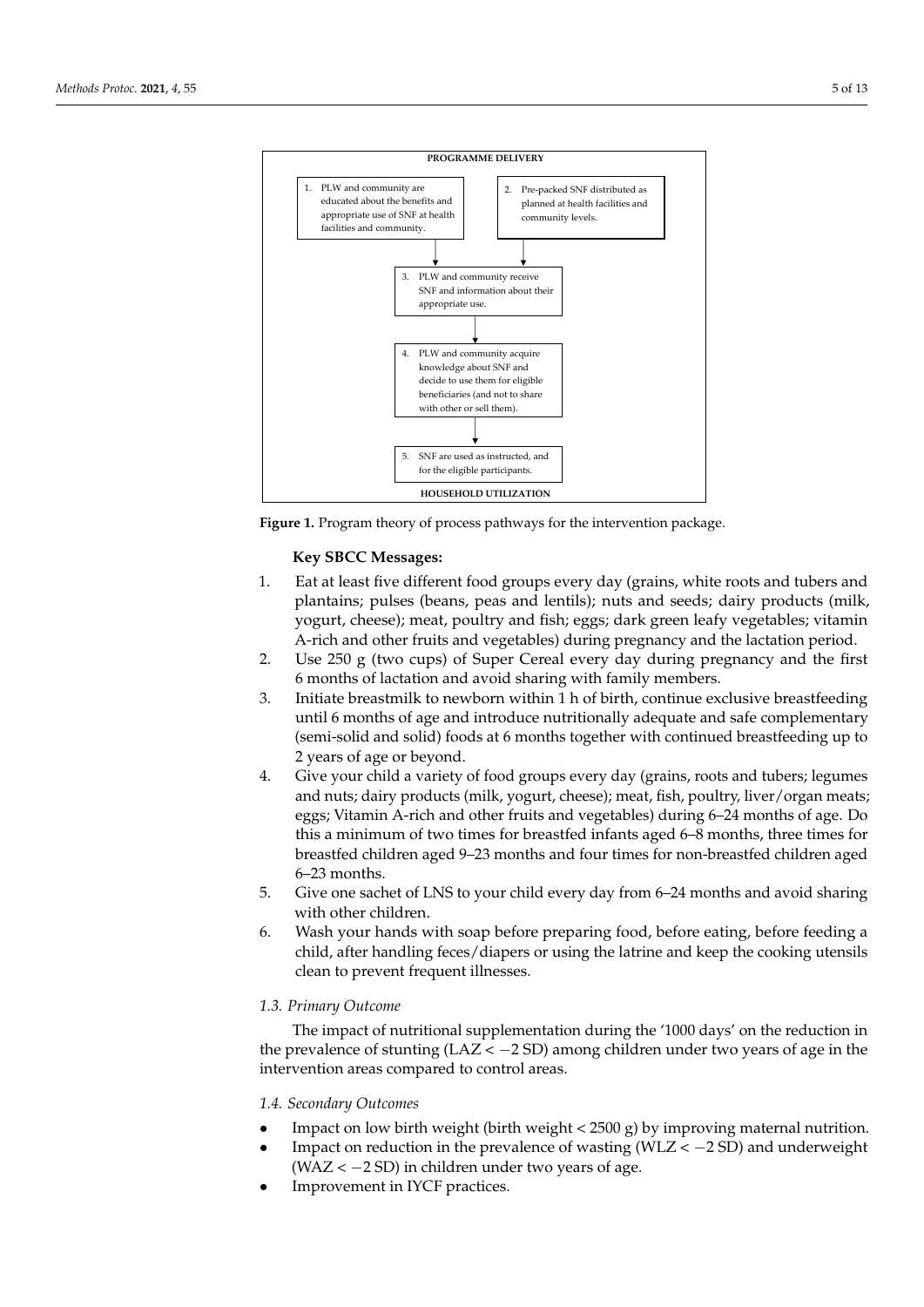**PROGRAMME DELIVERY**

1. PLW and community are educated about the benefits and appropriate use of SNF at health facilities and community.
2. Pre-packed SNF distributed as planned at health facilities and community levels.
3. PLW and community receive SNF and information about their appropriate use.
4. PLW and community acquire knowledge about SNF and decide to use them for eligible beneficiaries (and not to share with other or sell them).
5. SNF are used as instructed, and for the eligible participants.

**HOUSEHOLD UTILIZATION**

**Figure 1.** Program theory of process pathways for the intervention package.

**Key SBCC Messages:**

1. Eat at least five different food groups every day (grains, white roots and tubers and plantains; pulses (beans, peas and lentils); nuts and seeds; dairy products (milk, yogurt, cheese); meat, poultry and fish; eggs; dark green leafy vegetables; vitamin A-rich and other fruits and vegetables) during pregnancy and the lactation period.
2. Use 250 g (two cups) of Super Cereal every day during pregnancy and the first 6 months of lactation and avoid sharing with family members.
3. Initiate breastmilk to newborn within 1 h of birth, continue exclusive breastfeeding until 6 months of age and introduce nutritionally adequate and safe complementary (semi-solid and solid) foods at 6 months together with continued breastfeeding up to 2 years of age or beyond.
4. Give your child a variety of food groups every day (grains, roots and tubers; legumes and nuts; dairy products (milk, yogurt, cheese); meat, fish, poultry, liver/organ meats; eggs; Vitamin A-rich and other fruits and vegetables) during 6–24 months of age. Do this a minimum of two times for breastfed infants aged 6–8 months, three times for breastfed children aged 9–23 months and four times for non-breastfed children aged 6–23 months.
5. Give one sachet of LNS to your child every day from 6–24 months and avoid sharing with other children.
6. Wash your hands with soap before preparing food, before eating, before feeding a child, after handling feces/diapers or using the latrine and keep the cooking utensils clean to prevent frequent illnesses.

### *1.3. Primary Outcome*

The impact of nutritional supplementation during the '1000 days' on the reduction in the prevalence of stunting (LAZ $< -2$ SD) among children under two years of age in the intervention areas compared to control areas.

### *1.4. Secondary Outcomes*

- Impact on low birth weight (birth weight $< 2500$ g) by improving maternal nutrition.
- Impact on reduction in the prevalence of wasting (WLZ $< -2$ SD) and underweight (WAZ $< -2$ SD) in children under two years of age.
- Improvement in IYCF practices.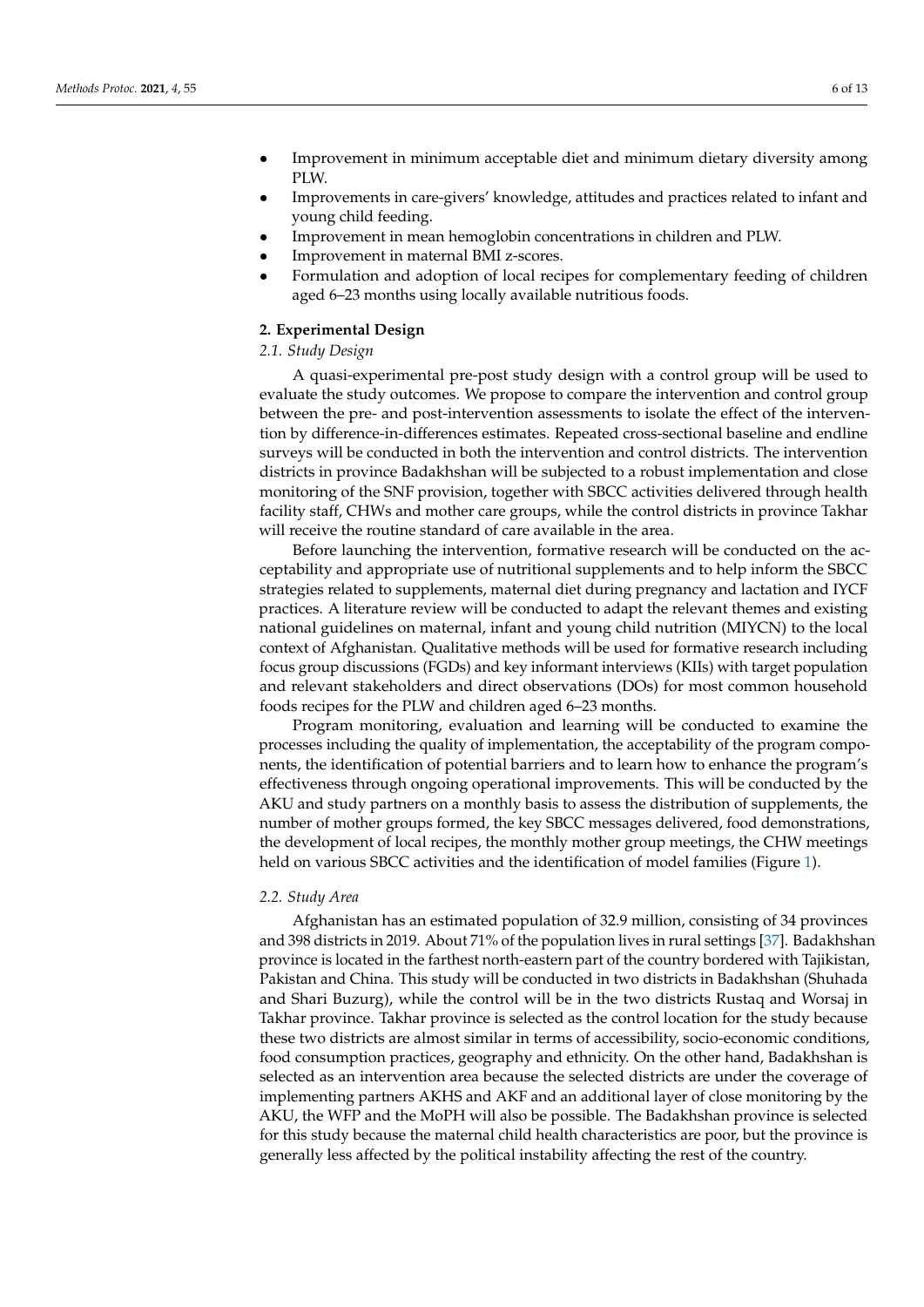- Improvement in minimum acceptable diet and minimum dietary diversity among PLW.
- Improvements in care-givers' knowledge, attitudes and practices related to infant and young child feeding.
- Improvement in mean hemoglobin concentrations in children and PLW.
- Improvement in maternal BMI z-scores.
- Formulation and adoption of local recipes for complementary feeding of children aged 6–23 months using locally available nutritious foods.

## 2. Experimental Design

### 2.1. Study Design

A quasi-experimental pre-post study design with a control group will be used to evaluate the study outcomes. We propose to compare the intervention and control group between the pre- and post-intervention assessments to isolate the effect of the intervention by difference-in-differences estimates. Repeated cross-sectional baseline and endline surveys will be conducted in both the intervention and control districts. The intervention districts in province Badakhshan will be subjected to a robust implementation and close monitoring of the SNF provision, together with SBCC activities delivered through health facility staff, CHWs and mother care groups, while the control districts in province Takhar will receive the routine standard of care available in the area.

Before launching the intervention, formative research will be conducted on the acceptability and appropriate use of nutritional supplements and to help inform the SBCC strategies related to supplements, maternal diet during pregnancy and lactation and IYCF practices. A literature review will be conducted to adapt the relevant themes and existing national guidelines on maternal, infant and young child nutrition (MIYCN) to the local context of Afghanistan. Qualitative methods will be used for formative research including focus group discussions (FGDs) and key informant interviews (KIIs) with target population and relevant stakeholders and direct observations (DOs) for most common household foods recipes for the PLW and children aged 6–23 months.

Program monitoring, evaluation and learning will be conducted to examine the processes including the quality of implementation, the acceptability of the program components, the identification of potential barriers and to learn how to enhance the program's effectiveness through ongoing operational improvements. This will be conducted by the AKU and study partners on a monthly basis to assess the distribution of supplements, the number of mother groups formed, the key SBCC messages delivered, food demonstrations, the development of local recipes, the monthly mother group meetings, the CHW meetings held on various SBCC activities and the identification of model families (Figure 1).

### 2.2. Study Area

Afghanistan has an estimated population of 32.9 million, consisting of 34 provinces and 398 districts in 2019. About 71% of the population lives in rural settings [37]. Badakhshan province is located in the farthest north-eastern part of the country bordered with Tajikistan, Pakistan and China. This study will be conducted in two districts in Badakhshan (Shuhada and Shari Buzurg), while the control will be in the two districts Rustaq and Worsaj in Takhar province. Takhar province is selected as the control location for the study because these two districts are almost similar in terms of accessibility, socio-economic conditions, food consumption practices, geography and ethnicity. On the other hand, Badakhshan is selected as an intervention area because the selected districts are under the coverage of implementing partners AKHS and AKF and an additional layer of close monitoring by the AKU, the WFP and the MoPH will also be possible. The Badakhshan province is selected for this study because the maternal child health characteristics are poor, but the province is generally less affected by the political instability affecting the rest of the country.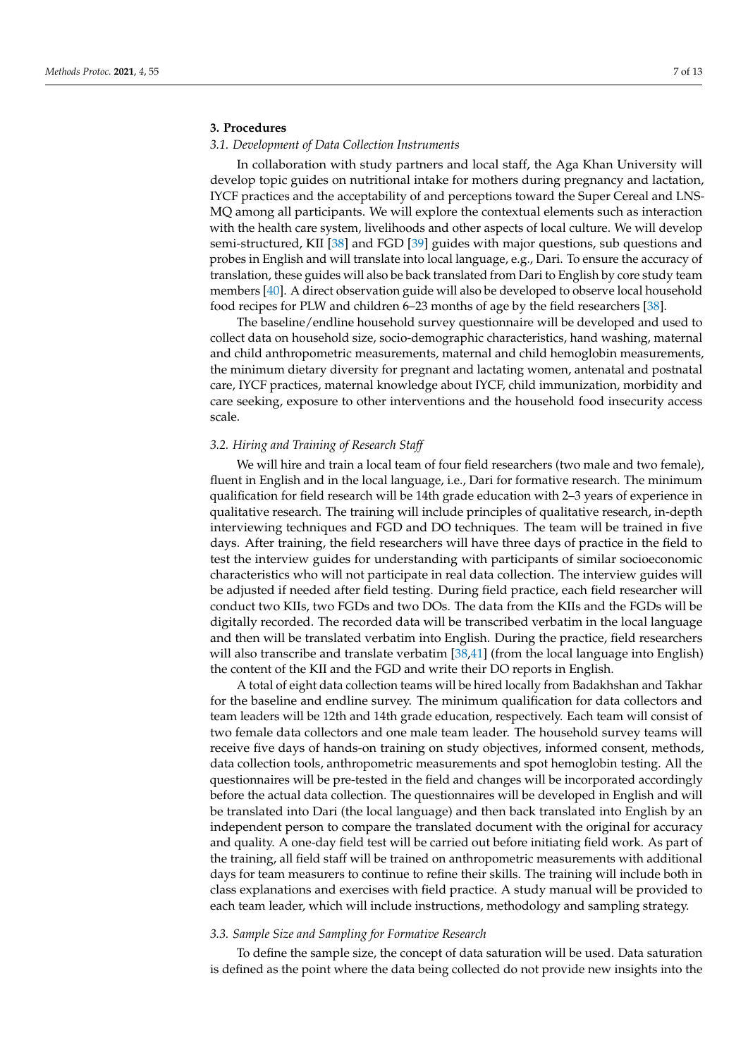## 3. Procedures

### 3.1. Development of Data Collection Instruments

In collaboration with study partners and local staff, the Aga Khan University will develop topic guides on nutritional intake for mothers during pregnancy and lactation, IYCF practices and the acceptability of and perceptions toward the Super Cereal and LNS-MQ among all participants. We will explore the contextual elements such as interaction with the health care system, livelihoods and other aspects of local culture. We will develop semi-structured, KII [38] and FGD [39] guides with major questions, sub questions and probes in English and will translate into local language, e.g., Dari. To ensure the accuracy of translation, these guides will also be back translated from Dari to English by core study team members [40]. A direct observation guide will also be developed to observe local household food recipes for PLW and children 6–23 months of age by the field researchers [38].

The baseline/endline household survey questionnaire will be developed and used to collect data on household size, socio-demographic characteristics, hand washing, maternal and child anthropometric measurements, maternal and child hemoglobin measurements, the minimum dietary diversity for pregnant and lactating women, antenatal and postnatal care, IYCF practices, maternal knowledge about IYCF, child immunization, morbidity and care seeking, exposure to other interventions and the household food insecurity access scale.

### 3.2. Hiring and Training of Research Staff

We will hire and train a local team of four field researchers (two male and two female), fluent in English and in the local language, i.e., Dari for formative research. The minimum qualification for field research will be 14th grade education with 2–3 years of experience in qualitative research. The training will include principles of qualitative research, in-depth interviewing techniques and FGD and DO techniques. The team will be trained in five days. After training, the field researchers will have three days of practice in the field to test the interview guides for understanding with participants of similar socioeconomic characteristics who will not participate in real data collection. The interview guides will be adjusted if needed after field testing. During field practice, each field researcher will conduct two KIIs, two FGDs and two DOs. The data from the KIIs and the FGDs will be digitally recorded. The recorded data will be transcribed verbatim in the local language and then will be translated verbatim into English. During the practice, field researchers will also transcribe and translate verbatim [38,41] (from the local language into English) the content of the KII and the FGD and write their DO reports in English.

A total of eight data collection teams will be hired locally from Badakhshan and Takhar for the baseline and endline survey. The minimum qualification for data collectors and team leaders will be 12th and 14th grade education, respectively. Each team will consist of two female data collectors and one male team leader. The household survey teams will receive five days of hands-on training on study objectives, informed consent, methods, data collection tools, anthropometric measurements and spot hemoglobin testing. All the questionnaires will be pre-tested in the field and changes will be incorporated accordingly before the actual data collection. The questionnaires will be developed in English and will be translated into Dari (the local language) and then back translated into English by an independent person to compare the translated document with the original for accuracy and quality. A one-day field test will be carried out before initiating field work. As part of the training, all field staff will be trained on anthropometric measurements with additional days for team measurers to continue to refine their skills. The training will include both in class explanations and exercises with field practice. A study manual will be provided to each team leader, which will include instructions, methodology and sampling strategy.

### 3.3. Sample Size and Sampling for Formative Research

To define the sample size, the concept of data saturation will be used. Data saturation is defined as the point where the data being collected do not provide new insights into the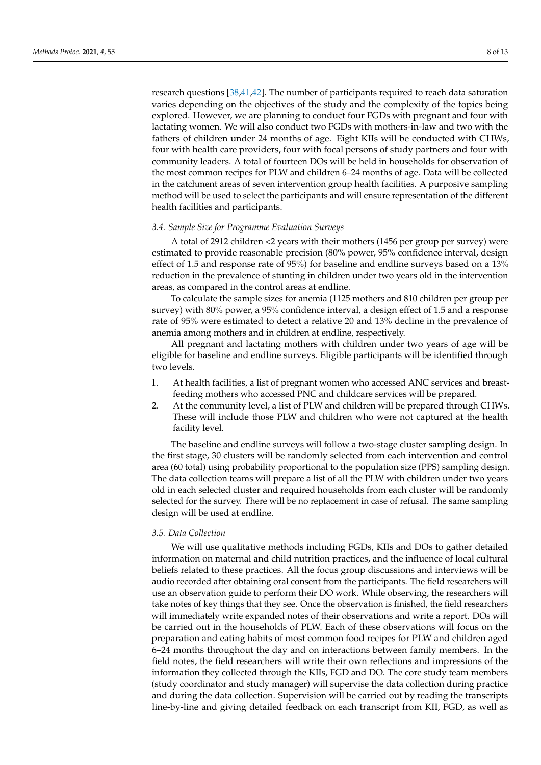research questions [38,41,42]. The number of participants required to reach data saturation varies depending on the objectives of the study and the complexity of the topics being explored. However, we are planning to conduct four FGDs with pregnant and four with lactating women. We will also conduct two FGDs with mothers-in-law and two with the fathers of children under 24 months of age. Eight KIIs will be conducted with CHWs, four with health care providers, four with focal persons of study partners and four with community leaders. A total of fourteen DOs will be held in households for observation of the most common recipes for PLW and children 6–24 months of age. Data will be collected in the catchment areas of seven intervention group health facilities. A purposive sampling method will be used to select the participants and will ensure representation of the different health facilities and participants.

### 3.4. Sample Size for Programme Evaluation Surveys

A total of 2912 children <2 years with their mothers (1456 per group per survey) were estimated to provide reasonable precision (80% power, 95% confidence interval, design effect of 1.5 and response rate of 95%) for baseline and endline surveys based on a 13% reduction in the prevalence of stunting in children under two years old in the intervention areas, as compared in the control areas at endline.

To calculate the sample sizes for anemia (1125 mothers and 810 children per group per survey) with 80% power, a 95% confidence interval, a design effect of 1.5 and a response rate of 95% were estimated to detect a relative 20 and 13% decline in the prevalence of anemia among mothers and in children at endline, respectively.

All pregnant and lactating mothers with children under two years of age will be eligible for baseline and endline surveys. Eligible participants will be identified through two levels.

1. At health facilities, a list of pregnant women who accessed ANC services and breastfeeding mothers who accessed PNC and childcare services will be prepared.
2. At the community level, a list of PLW and children will be prepared through CHWs. These will include those PLW and children who were not captured at the health facility level.

The baseline and endline surveys will follow a two-stage cluster sampling design. In the first stage, 30 clusters will be randomly selected from each intervention and control area (60 total) using probability proportional to the population size (PPS) sampling design. The data collection teams will prepare a list of all the PLW with children under two years old in each selected cluster and required households from each cluster will be randomly selected for the survey. There will be no replacement in case of refusal. The same sampling design will be used at endline.

### 3.5. Data Collection

We will use qualitative methods including FGDs, KIIs and DOs to gather detailed information on maternal and child nutrition practices, and the influence of local cultural beliefs related to these practices. All the focus group discussions and interviews will be audio recorded after obtaining oral consent from the participants. The field researchers will use an observation guide to perform their DO work. While observing, the researchers will take notes of key things that they see. Once the observation is finished, the field researchers will immediately write expanded notes of their observations and write a report. DOs will be carried out in the households of PLW. Each of these observations will focus on the preparation and eating habits of most common food recipes for PLW and children aged 6–24 months throughout the day and on interactions between family members. In the field notes, the field researchers will write their own reflections and impressions of the information they collected through the KIIs, FGD and DO. The core study team members (study coordinator and study manager) will supervise the data collection during practice and during the data collection. Supervision will be carried out by reading the transcripts line-by-line and giving detailed feedback on each transcript from KII, FGD, as well as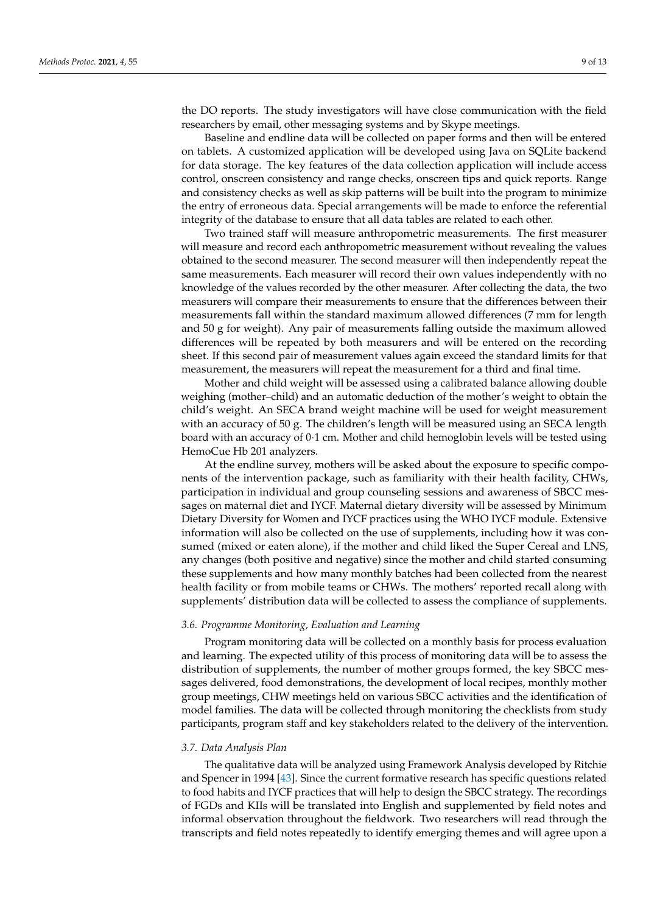the DO reports. The study investigators will have close communication with the field researchers by email, other messaging systems and by Skype meetings.

Baseline and endline data will be collected on paper forms and then will be entered on tablets. A customized application will be developed using Java on SQLite backend for data storage. The key features of the data collection application will include access control, onscreen consistency and range checks, onscreen tips and quick reports. Range and consistency checks as well as skip patterns will be built into the program to minimize the entry of erroneous data. Special arrangements will be made to enforce the referential integrity of the database to ensure that all data tables are related to each other.

Two trained staff will measure anthropometric measurements. The first measurer will measure and record each anthropometric measurement without revealing the values obtained to the second measurer. The second measurer will then independently repeat the same measurements. Each measurer will record their own values independently with no knowledge of the values recorded by the other measurer. After collecting the data, the two measurers will compare their measurements to ensure that the differences between their measurements fall within the standard maximum allowed differences (7 mm for length and 50 g for weight). Any pair of measurements falling outside the maximum allowed differences will be repeated by both measurers and will be entered on the recording sheet. If this second pair of measurement values again exceed the standard limits for that measurement, the measurers will repeat the measurement for a third and final time.

Mother and child weight will be assessed using a calibrated balance allowing double weighing (mother–child) and an automatic deduction of the mother's weight to obtain the child's weight. An SECA brand weight machine will be used for weight measurement with an accuracy of 50 g. The children's length will be measured using an SECA length board with an accuracy of 0·1 cm. Mother and child hemoglobin levels will be tested using HemoCue Hb 201 analyzers.

At the endline survey, mothers will be asked about the exposure to specific components of the intervention package, such as familiarity with their health facility, CHWs, participation in individual and group counseling sessions and awareness of SBCC messages on maternal diet and IYCF. Maternal dietary diversity will be assessed by Minimum Dietary Diversity for Women and IYCF practices using the WHO IYCF module. Extensive information will also be collected on the use of supplements, including how it was consumed (mixed or eaten alone), if the mother and child liked the Super Cereal and LNS, any changes (both positive and negative) since the mother and child started consuming these supplements and how many monthly batches had been collected from the nearest health facility or from mobile teams or CHWs. The mothers' reported recall along with supplements' distribution data will be collected to assess the compliance of supplements.

### *3.6. Programme Monitoring, Evaluation and Learning*

Program monitoring data will be collected on a monthly basis for process evaluation and learning. The expected utility of this process of monitoring data will be to assess the distribution of supplements, the number of mother groups formed, the key SBCC messages delivered, food demonstrations, the development of local recipes, monthly mother group meetings, CHW meetings held on various SBCC activities and the identification of model families. The data will be collected through monitoring the checklists from study participants, program staff and key stakeholders related to the delivery of the intervention.

### *3.7. Data Analysis Plan*

The qualitative data will be analyzed using Framework Analysis developed by Ritchie and Spencer in 1994 [43]. Since the current formative research has specific questions related to food habits and IYCF practices that will help to design the SBCC strategy. The recordings of FGDs and KIIs will be translated into English and supplemented by field notes and informal observation throughout the fieldwork. Two researchers will read through the transcripts and field notes repeatedly to identify emerging themes and will agree upon a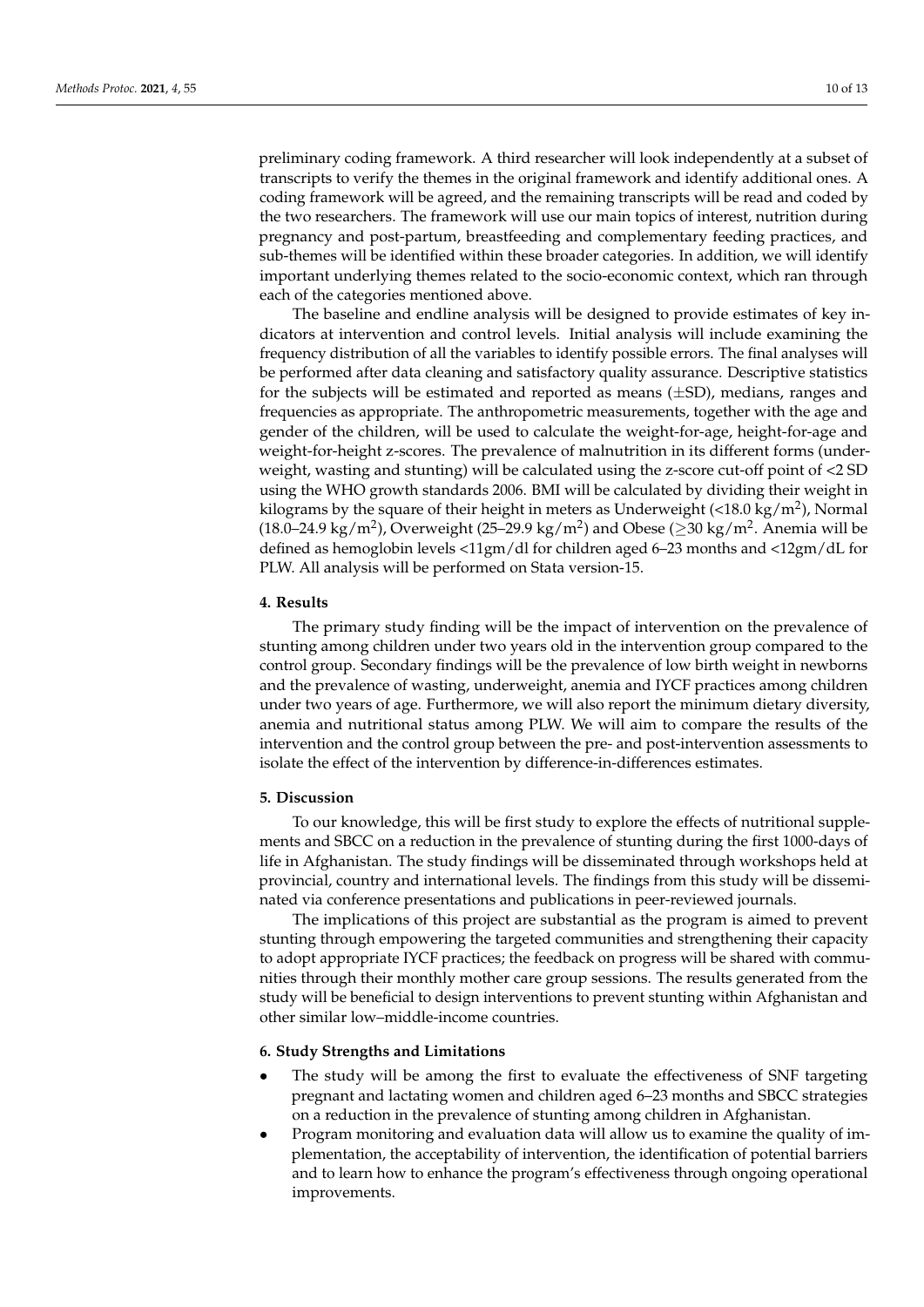preliminary coding framework. A third researcher will look independently at a subset of transcripts to verify the themes in the original framework and identify additional ones. A coding framework will be agreed, and the remaining transcripts will be read and coded by the two researchers. The framework will use our main topics of interest, nutrition during pregnancy and post-partum, breastfeeding and complementary feeding practices, and sub-themes will be identified within these broader categories. In addition, we will identify important underlying themes related to the socio-economic context, which ran through each of the categories mentioned above.

The baseline and endline analysis will be designed to provide estimates of key indicators at intervention and control levels. Initial analysis will include examining the frequency distribution of all the variables to identify possible errors. The final analyses will be performed after data cleaning and satisfactory quality assurance. Descriptive statistics for the subjects will be estimated and reported as means ($\pm$SD), medians, ranges and frequencies as appropriate. The anthropometric measurements, together with the age and gender of the children, will be used to calculate the weight-for-age, height-for-age and weight-for-height z-scores. The prevalence of malnutrition in its different forms (underweight, wasting and stunting) will be calculated using the z-score cut-off point of <2 SD using the WHO growth standards 2006. BMI will be calculated by dividing their weight in kilograms by the square of their height in meters as Underweight (<18.0 kg/m$^2$), Normal (18.0–24.9 kg/m$^2$), Overweight (25–29.9 kg/m$^2$) and Obese ($\geq$30 kg/m$^2$. Anemia will be defined as hemoglobin levels <11gm/dl for children aged 6–23 months and <12gm/dL for PLW. All analysis will be performed on Stata version-15.

## 4. Results

The primary study finding will be the impact of intervention on the prevalence of stunting among children under two years old in the intervention group compared to the control group. Secondary findings will be the prevalence of low birth weight in newborns and the prevalence of wasting, underweight, anemia and IYCF practices among children under two years of age. Furthermore, we will also report the minimum dietary diversity, anemia and nutritional status among PLW. We will aim to compare the results of the intervention and the control group between the pre- and post-intervention assessments to isolate the effect of the intervention by difference-in-differences estimates.

## 5. Discussion

To our knowledge, this will be first study to explore the effects of nutritional supplements and SBCC on a reduction in the prevalence of stunting during the first 1000-days of life in Afghanistan. The study findings will be disseminated through workshops held at provincial, country and international levels. The findings from this study will be disseminated via conference presentations and publications in peer-reviewed journals.

The implications of this project are substantial as the program is aimed to prevent stunting through empowering the targeted communities and strengthening their capacity to adopt appropriate IYCF practices; the feedback on progress will be shared with communities through their monthly mother care group sessions. The results generated from the study will be beneficial to design interventions to prevent stunting within Afghanistan and other similar low–middle-income countries.

## 6. Study Strengths and Limitations

- The study will be among the first to evaluate the effectiveness of SNF targeting pregnant and lactating women and children aged 6–23 months and SBCC strategies on a reduction in the prevalence of stunting among children in Afghanistan.
- Program monitoring and evaluation data will allow us to examine the quality of implementation, the acceptability of intervention, the identification of potential barriers and to learn how to enhance the program's effectiveness through ongoing operational improvements.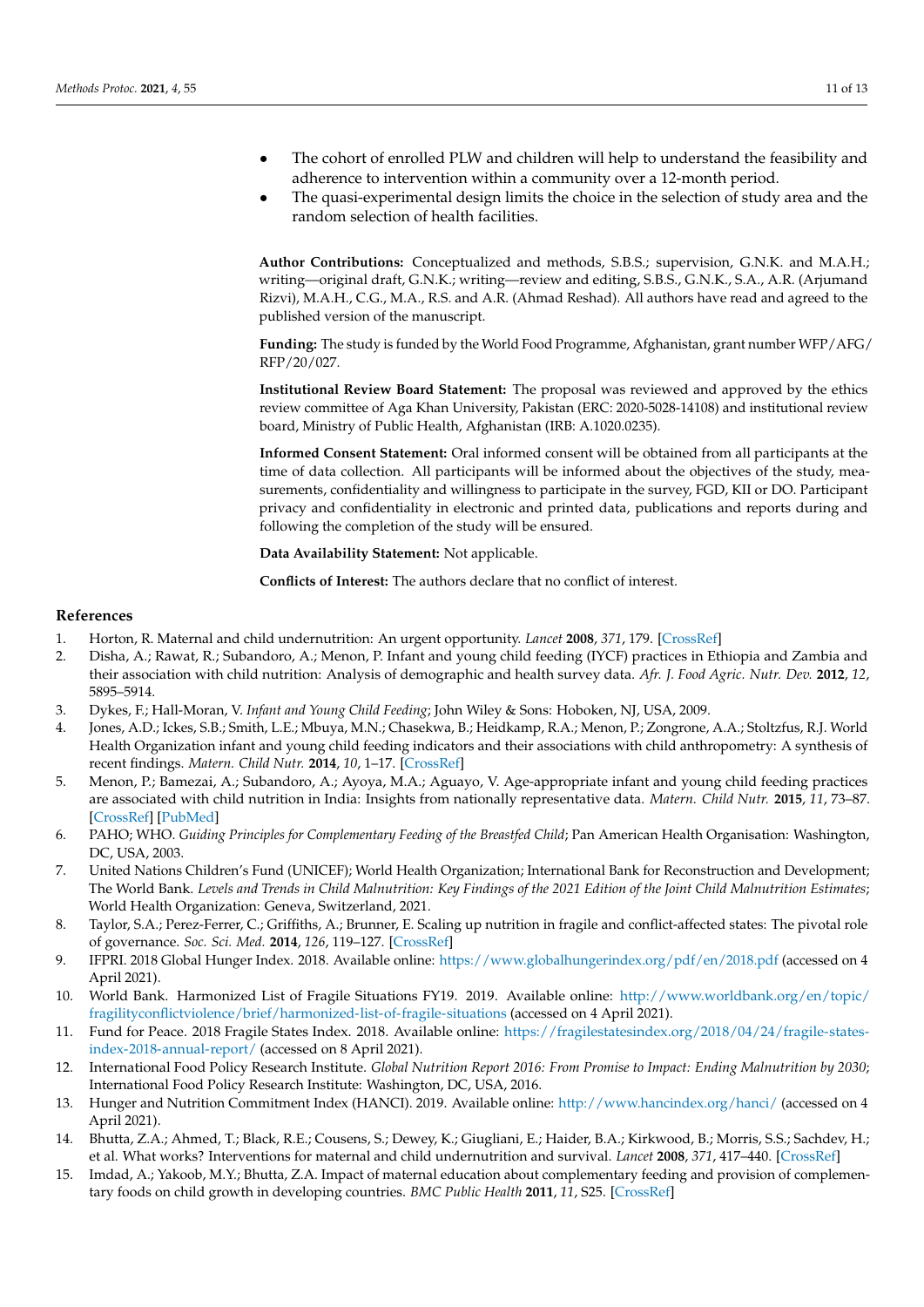- The cohort of enrolled PLW and children will help to understand the feasibility and adherence to intervention within a community over a 12-month period.
- The quasi-experimental design limits the choice in the selection of study area and the random selection of health facilities.

**Author Contributions:** Conceptualized and methods, S.B.S.; supervision, G.N.K. and M.A.H.; writing—original draft, G.N.K.; writing—review and editing, S.B.S., G.N.K., S.A., A.R. (Arjumand Rizvi), M.A.H., C.G., M.A., R.S. and A.R. (Ahmad Reshad). All authors have read and agreed to the published version of the manuscript.

**Funding:** The study is funded by the World Food Programme, Afghanistan, grant number WFP/AFG/RFP/20/027.

**Institutional Review Board Statement:** The proposal was reviewed and approved by the ethics review committee of Aga Khan University, Pakistan (ERC: 2020-5028-14108) and institutional review board, Ministry of Public Health, Afghanistan (IRB: A.1020.0235).

**Informed Consent Statement:** Oral informed consent will be obtained from all participants at the time of data collection. All participants will be informed about the objectives of the study, measurements, confidentiality and willingness to participate in the survey, FGD, KII or DO. Participant privacy and confidentiality in electronic and printed data, publications and reports during and following the completion of the study will be ensured.

**Data Availability Statement:** Not applicable.

**Conflicts of Interest:** The authors declare that no conflict of interest.

## References

1. Horton, R. Maternal and child undernutrition: An urgent opportunity. *Lancet* **2008**, *371*, 179. [CrossRef]
2. Disha, A.; Rawat, R.; Subandoro, A.; Menon, P. Infant and young child feeding (IYCF) practices in Ethiopia and Zambia and their association with child nutrition: Analysis of demographic and health survey data. *Afr. J. Food Agric. Nutr. Dev.* **2012**, *12*, 5895–5914.
3. Dykes, F.; Hall-Moran, V. *Infant and Young Child Feeding*; John Wiley & Sons: Hoboken, NJ, USA, 2009.
4. Jones, A.D.; Ickes, S.B.; Smith, L.E.; Mbuya, M.N.; Chasekwa, B.; Heidkamp, R.A.; Menon, P.; Zongrone, A.A.; Stoltzfus, R.J. World Health Organization infant and young child feeding indicators and their associations with child anthropometry: A synthesis of recent findings. *Matern. Child Nutr.* **2014**, *10*, 1–17. [CrossRef]
5. Menon, P.; Bamezai, A.; Subandoro, A.; Ayoya, M.A.; Aguayo, V. Age-appropriate infant and young child feeding practices are associated with child nutrition in India: Insights from nationally representative data. *Matern. Child Nutr.* **2015**, *11*, 73–87. [CrossRef] [PubMed]
6. PAHO; WHO. *Guiding Principles for Complementary Feeding of the Breastfed Child*; Pan American Health Organisation: Washington, DC, USA, 2003.
7. United Nations Children's Fund (UNICEF); World Health Organization; International Bank for Reconstruction and Development; The World Bank. *Levels and Trends in Child Malnutrition: Key Findings of the 2021 Edition of the Joint Child Malnutrition Estimates*; World Health Organization: Geneva, Switzerland, 2021.
8. Taylor, S.A.; Perez-Ferrer, C.; Griffiths, A.; Brunner, E. Scaling up nutrition in fragile and conflict-affected states: The pivotal role of governance. *Soc. Sci. Med.* **2014**, *126*, 119–127. [CrossRef]
9. IFPRI. 2018 Global Hunger Index. 2018. Available online: https://www.globalhungerindex.org/pdf/en/2018.pdf (accessed on 4 April 2021).
10. World Bank. Harmonized List of Fragile Situations FY19. 2019. Available online: http://www.worldbank.org/en/topic/fragilityconflictviolence/brief/harmonized-list-of-fragile-situations (accessed on 4 April 2021).
11. Fund for Peace. 2018 Fragile States Index. 2018. Available online: https://fragilestatesindex.org/2018/04/24/fragile-states-index-2018-annual-report/ (accessed on 8 April 2021).
12. International Food Policy Research Institute. *Global Nutrition Report 2016: From Promise to Impact: Ending Malnutrition by 2030*; International Food Policy Research Institute: Washington, DC, USA, 2016.
13. Hunger and Nutrition Commitment Index (HANCI). 2019. Available online: http://www.hancindex.org/hanci/ (accessed on 4 April 2021).
14. Bhutta, Z.A.; Ahmed, T.; Black, R.E.; Cousens, S.; Dewey, K.; Giugliani, E.; Haider, B.A.; Kirkwood, B.; Morris, S.S.; Sachdev, H.; et al. What works? Interventions for maternal and child undernutrition and survival. *Lancet* **2008**, *371*, 417–440. [CrossRef]
15. Imdad, A.; Yakoob, M.Y.; Bhutta, Z.A. Impact of maternal education about complementary feeding and provision of complementary foods on child growth in developing countries. *BMC Public Health* **2011**, *11*, S25. [CrossRef]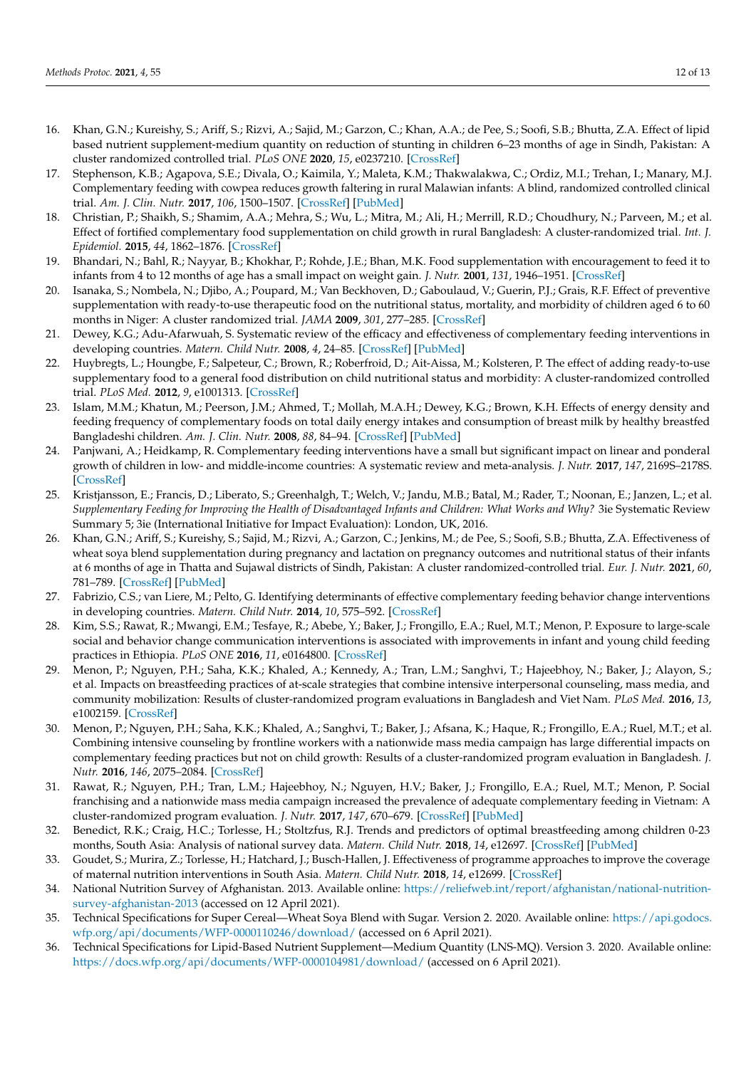16. Khan, G.N.; Kureishy, S.; Ariff, S.; Rizvi, A.; Sajid, M.; Garzon, C.; Khan, A.A.; de Pee, S.; Soofi, S.B.; Bhutta, Z.A. Effect of lipid based nutrient supplement-medium quantity on reduction of stunting in children 6–23 months of age in Sindh, Pakistan: A cluster randomized controlled trial. *PLoS ONE* **2020**, *15*, e0237210. [CrossRef]
17. Stephenson, K.B.; Agapova, S.E.; Divala, O.; Kaimila, Y.; Maleta, K.M.; Thakwalakwa, C.; Ordiz, M.I.; Trehan, I.; Manary, M.J. Complementary feeding with cowpea reduces growth faltering in rural Malawian infants: A blind, randomized controlled clinical trial. *Am. J. Clin. Nutr.* **2017**, *106*, 1500–1507. [CrossRef] [PubMed]
18. Christian, P.; Shaikh, S.; Shamim, A.A.; Mehra, S.; Wu, L.; Mitra, M.; Ali, H.; Merrill, R.D.; Choudhury, N.; Parveen, M.; et al. Effect of fortified complementary food supplementation on child growth in rural Bangladesh: A cluster-randomized trial. *Int. J. Epidemiol.* **2015**, *44*, 1862–1876. [CrossRef]
19. Bhandari, N.; Bahl, R.; Nayyar, B.; Khokhar, P.; Rohde, J.E.; Bhan, M.K. Food supplementation with encouragement to feed it to infants from 4 to 12 months of age has a small impact on weight gain. *J. Nutr.* **2001**, *131*, 1946–1951. [CrossRef]
20. Isanaka, S.; Nombela, N.; Djibo, A.; Poupard, M.; Van Beckhoven, D.; Gaboulaud, V.; Guerin, P.J.; Grais, R.F. Effect of preventive supplementation with ready-to-use therapeutic food on the nutritional status, mortality, and morbidity of children aged 6 to 60 months in Niger: A cluster randomized trial. *JAMA* **2009**, *301*, 277–285. [CrossRef]
21. Dewey, K.G.; Adu-Afarwuah, S. Systematic review of the efficacy and effectiveness of complementary feeding interventions in developing countries. *Matern. Child Nutr.* **2008**, *4*, 24–85. [CrossRef] [PubMed]
22. Huybregts, L.; Houngbe, F.; Salpeteur, C.; Brown, R.; Roberfroid, D.; Ait-Aissa, M.; Kolsteren, P. The effect of adding ready-to-use supplementary food to a general food distribution on child nutritional status and morbidity: A cluster-randomized controlled trial. *PLoS Med.* **2012**, *9*, e1001313. [CrossRef]
23. Islam, M.M.; Khatun, M.; Peerson, J.M.; Ahmed, T.; Mollah, M.A.H.; Dewey, K.G.; Brown, K.H. Effects of energy density and feeding frequency of complementary foods on total daily energy intakes and consumption of breast milk by healthy breastfed Bangladeshi children. *Am. J. Clin. Nutr.* **2008**, *88*, 84–94. [CrossRef] [PubMed]
24. Panjwani, A.; Heidkamp, R. Complementary feeding interventions have a small but significant impact on linear and ponderal growth of children in low- and middle-income countries: A systematic review and meta-analysis. *J. Nutr.* **2017**, *147*, 2169S–2178S. [CrossRef]
25. Kristjansson, E.; Francis, D.; Liberato, S.; Greenhalgh, T.; Welch, V.; Jandu, M.B.; Batal, M.; Rader, T.; Noonan, E.; Janzen, L.; et al. *Supplementary Feeding for Improving the Health of Disadvantaged Infants and Children: What Works and Why?* 3ie Systematic Review Summary 5; 3ie (International Initiative for Impact Evaluation): London, UK, 2016.
26. Khan, G.N.; Ariff, S.; Kureishy, S.; Sajid, M.; Rizvi, A.; Garzon, C.; Jenkins, M.; de Pee, S.; Soofi, S.B.; Bhutta, Z.A. Effectiveness of wheat soya blend supplementation during pregnancy and lactation on pregnancy outcomes and nutritional status of their infants at 6 months of age in Thatta and Sujawal districts of Sindh, Pakistan: A cluster randomized-controlled trial. *Eur. J. Nutr.* **2021**, *60*, 781–789. [CrossRef] [PubMed]
27. Fabrizio, C.S.; van Liere, M.; Pelto, G. Identifying determinants of effective complementary feeding behavior change interventions in developing countries. *Matern. Child Nutr.* **2014**, *10*, 575–592. [CrossRef]
28. Kim, S.S.; Rawat, R.; Mwangi, E.M.; Tesfaye, R.; Abebe, Y.; Baker, J.; Frongillo, E.A.; Ruel, M.T.; Menon, P. Exposure to large-scale social and behavior change communication interventions is associated with improvements in infant and young child feeding practices in Ethiopia. *PLoS ONE* **2016**, *11*, e0164800. [CrossRef]
29. Menon, P.; Nguyen, P.H.; Saha, K.K.; Khaled, A.; Kennedy, A.; Tran, L.M.; Sanghvi, T.; Hajeebhoy, N.; Baker, J.; Alayon, S.; et al. Impacts on breastfeeding practices of at-scale strategies that combine intensive interpersonal counseling, mass media, and community mobilization: Results of cluster-randomized program evaluations in Bangladesh and Viet Nam. *PLoS Med.* **2016**, *13*, e1002159. [CrossRef]
30. Menon, P.; Nguyen, P.H.; Saha, K.K.; Khaled, A.; Sanghvi, T.; Baker, J.; Afsana, K.; Haque, R.; Frongillo, E.A.; Ruel, M.T.; et al. Combining intensive counseling by frontline workers with a nationwide mass media campaign has large differential impacts on complementary feeding practices but not on child growth: Results of a cluster-randomized program evaluation in Bangladesh. *J. Nutr.* **2016**, *146*, 2075–2084. [CrossRef]
31. Rawat, R.; Nguyen, P.H.; Tran, L.M.; Hajeebhoy, N.; Nguyen, H.V.; Baker, J.; Frongillo, E.A.; Ruel, M.T.; Menon, P. Social franchising and a nationwide mass media campaign increased the prevalence of adequate complementary feeding in Vietnam: A cluster-randomized program evaluation. *J. Nutr.* **2017**, *147*, 670–679. [CrossRef] [PubMed]
32. Benedict, R.K.; Craig, H.C.; Torlesse, H.; Stoltzfus, R.J. Trends and predictors of optimal breastfeeding among children 0-23 months, South Asia: Analysis of national survey data. *Matern. Child Nutr.* **2018**, *14*, e12697. [CrossRef] [PubMed]
33. Goudet, S.; Murira, Z.; Torlesse, H.; Hatchard, J.; Busch-Hallen, J. Effectiveness of programme approaches to improve the coverage of maternal nutrition interventions in South Asia. *Matern. Child Nutr.* **2018**, *14*, e12699. [CrossRef]
34. National Nutrition Survey of Afghanistan. 2013. Available online: https://reliefweb.int/report/afghanistan/national-nutrition-survey-afghanistan-2013 (accessed on 12 April 2021).
35. Technical Specifications for Super Cereal—Wheat Soya Blend with Sugar. Version 2. 2020. Available online: https://api.godocs.wfp.org/api/documents/WFP-0000110246/download/ (accessed on 6 April 2021).
36. Technical Specifications for Lipid-Based Nutrient Supplement—Medium Quantity (LNS-MQ). Version 3. 2020. Available online: https://docs.wfp.org/api/documents/WFP-0000104981/download/ (accessed on 6 April 2021).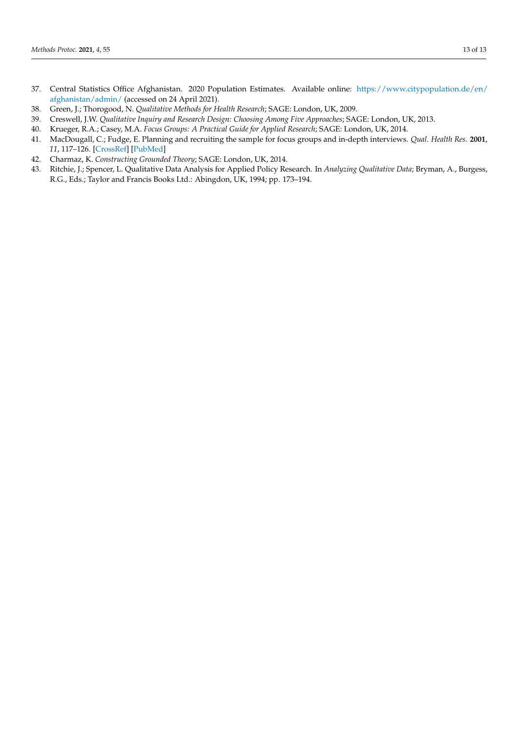37. Central Statistics Office Afghanistan. 2020 Population Estimates. Available online: https://www.citypopulation.de/en/afghanistan/admin/ (accessed on 24 April 2021).
38. Green, J.; Thorogood, N. *Qualitative Methods for Health Research*; SAGE: London, UK, 2009.
39. Creswell, J.W. *Qualitative Inquiry and Research Design: Choosing Among Five Approaches*; SAGE: London, UK, 2013.
40. Krueger, R.A.; Casey, M.A. *Focus Groups: A Practical Guide for Applied Research*; SAGE: London, UK, 2014.
41. MacDougall, C.; Fudge, E. Planning and recruiting the sample for focus groups and in-depth interviews. *Qual. Health Res.* **2001**, *11*, 117–126. [CrossRef] [PubMed]
42. Charmaz, K. *Constructing Grounded Theory*; SAGE: London, UK, 2014.
43. Ritchie, J.; Spencer, L. Qualitative Data Analysis for Applied Policy Research. In *Analyzing Qualitative Data*; Bryman, A., Burgess, R.G., Eds.; Taylor and Francis Books Ltd.: Abingdon, UK, 1994; pp. 173–194.